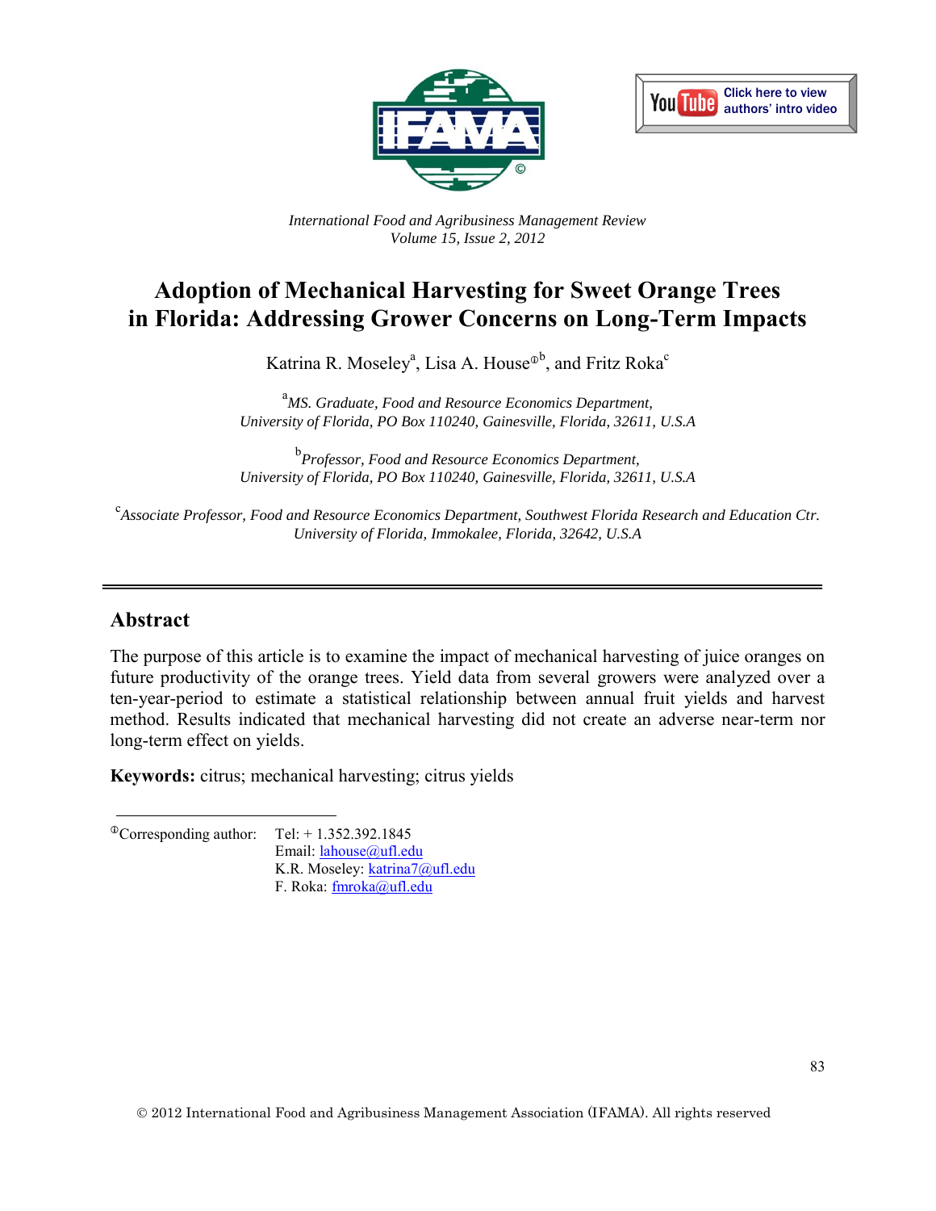International Food and Agribusiness Management Review
Volume 15, Issue 2, 2012

# Adoption of Mechanical Harvesting for Sweet Orange Trees in Florida: Addressing Grower Concerns on Long-Term Impacts

Katrina R. Moseley[a], Lisa A. House[ⓘb], and Fritz Roka[c]

[a]*MS. Graduate, Food and Resource Economics Department, University of Florida, PO Box 110240, Gainesville, Florida, 32611, U.S.A*

[b]*Professor, Food and Resource Economics Department, University of Florida, PO Box 110240, Gainesville, Florida, 32611, U.S.A*

[c]*Associate Professor, Food and Resource Economics Department, Southwest Florida Research and Education Ctr. University of Florida, Immokalee, Florida, 32642, U.S.A*

## Abstract

The purpose of this article is to examine the impact of mechanical harvesting of juice oranges on future productivity of the orange trees. Yield data from several growers were analyzed over a ten-year-period to estimate a statistical relationship between annual fruit yields and harvest method. Results indicated that mechanical harvesting did not create an adverse near-term nor long-term effect on yields.

**Keywords:** citrus; mechanical harvesting; citrus yields

ⓘCorresponding author: Tel: + 1.352.392.1845
Email: lahouse@ufl.edu
K.R. Moseley: katrina7@ufl.edu
F. Roka: fmroka@ufl.edu

© 2012 International Food and Agribusiness Management Association (IFAMA). All rights reserved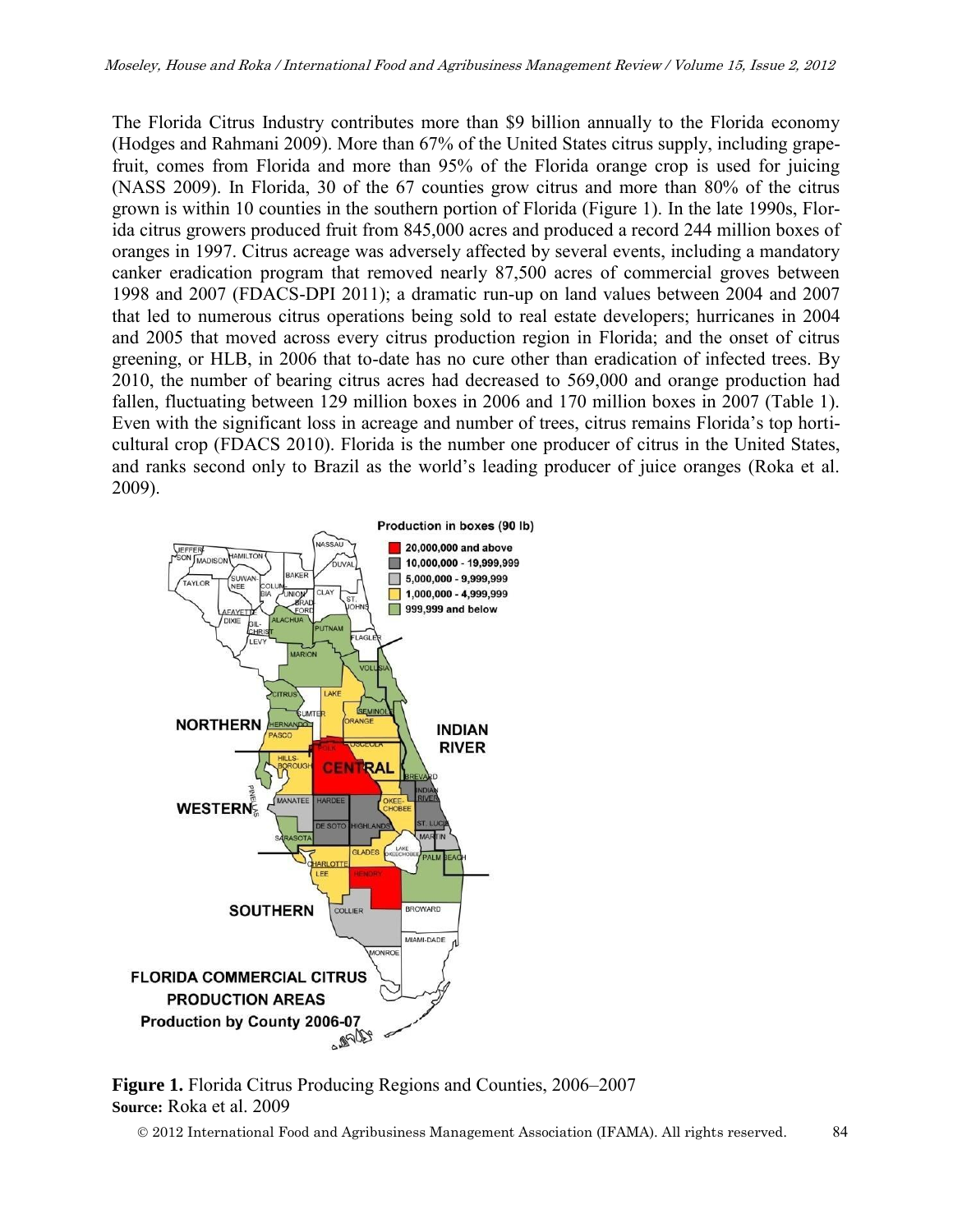The Florida Citrus Industry contributes more than \$9 billion annually to the Florida economy (Hodges and Rahmani 2009). More than 67% of the United States citrus supply, including grapefruit, comes from Florida and more than 95% of the Florida orange crop is used for juicing (NASS 2009). In Florida, 30 of the 67 counties grow citrus and more than 80% of the citrus grown is within 10 counties in the southern portion of Florida (Figure 1). In the late 1990s, Florida citrus growers produced fruit from 845,000 acres and produced a record 244 million boxes of oranges in 1997. Citrus acreage was adversely affected by several events, including a mandatory canker eradication program that removed nearly 87,500 acres of commercial groves between 1998 and 2007 (FDACS-DPI 2011); a dramatic run-up on land values between 2004 and 2007 that led to numerous citrus operations being sold to real estate developers; hurricanes in 2004 and 2005 that moved across every citrus production region in Florida; and the onset of citrus greening, or HLB, in 2006 that to-date has no cure other than eradication of infected trees. By 2010, the number of bearing citrus acres had decreased to 569,000 and orange production had fallen, fluctuating between 129 million boxes in 2006 and 170 million boxes in 2007 (Table 1). Even with the significant loss in acreage and number of trees, citrus remains Florida's top horticultural crop (FDACS 2010). Florida is the number one producer of citrus in the United States, and ranks second only to Brazil as the world's leading producer of juice oranges (Roka et al. 2009).

**Figure 1.** Florida Citrus Producing Regions and Counties, 2006–2007
**Source:** Roka et al. 2009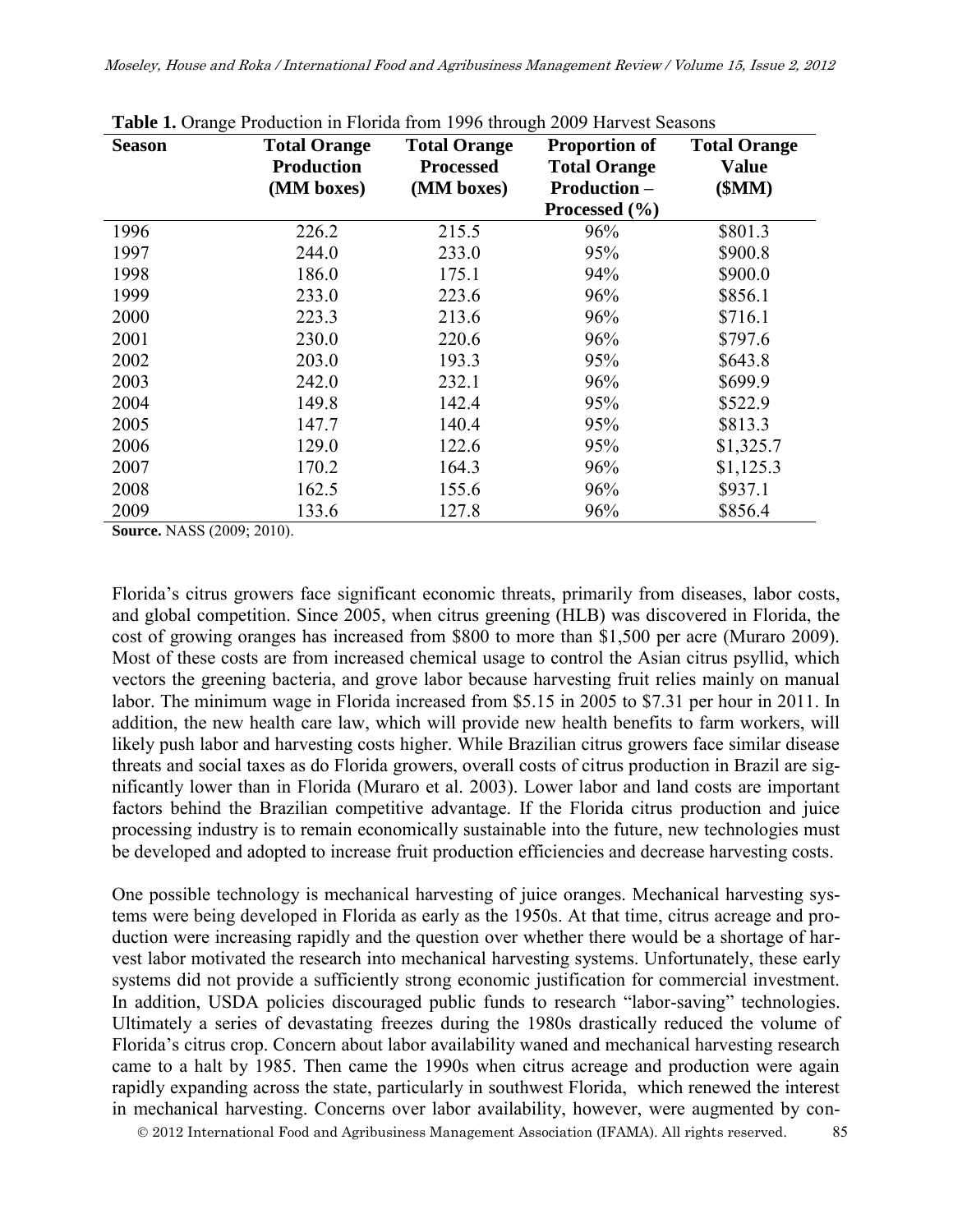**Table 1.** Orange Production in Florida from 1996 through 2009 Harvest Seasons

| Season | Total Orange Production (MM boxes) | Total Orange Processed (MM boxes) | Proportion of Total Orange Production – Processed (%) | Total Orange Value ($MM) |
|---|---|---|---|---|
| 1996 | 226.2 | 215.5 | 96% | $801.3 |
| 1997 | 244.0 | 233.0 | 95% | $900.8 |
| 1998 | 186.0 | 175.1 | 94% | $900.0 |
| 1999 | 233.0 | 223.6 | 96% | $856.1 |
| 2000 | 223.3 | 213.6 | 96% | $716.1 |
| 2001 | 230.0 | 220.6 | 96% | $797.6 |
| 2002 | 203.0 | 193.3 | 95% | $643.8 |
| 2003 | 242.0 | 232.1 | 96% | $699.9 |
| 2004 | 149.8 | 142.4 | 95% | $522.9 |
| 2005 | 147.7 | 140.4 | 95% | $813.3 |
| 2006 | 129.0 | 122.6 | 95% | $1,325.7 |
| 2007 | 170.2 | 164.3 | 96% | $1,125.3 |
| 2008 | 162.5 | 155.6 | 96% | $937.1 |
| 2009 | 133.6 | 127.8 | 96% | $856.4 |

**Source.** NASS (2009; 2010).

Florida's citrus growers face significant economic threats, primarily from diseases, labor costs, and global competition. Since 2005, when citrus greening (HLB) was discovered in Florida, the cost of growing oranges has increased from $800 to more than $1,500 per acre (Muraro 2009). Most of these costs are from increased chemical usage to control the Asian citrus psyllid, which vectors the greening bacteria, and grove labor because harvesting fruit relies mainly on manual labor. The minimum wage in Florida increased from $5.15 in 2005 to $7.31 per hour in 2011. In addition, the new health care law, which will provide new health benefits to farm workers, will likely push labor and harvesting costs higher. While Brazilian citrus growers face similar disease threats and social taxes as do Florida growers, overall costs of citrus production in Brazil are significantly lower than in Florida (Muraro et al. 2003). Lower labor and land costs are important factors behind the Brazilian competitive advantage. If the Florida citrus production and juice processing industry is to remain economically sustainable into the future, new technologies must be developed and adopted to increase fruit production efficiencies and decrease harvesting costs.

One possible technology is mechanical harvesting of juice oranges. Mechanical harvesting systems were being developed in Florida as early as the 1950s. At that time, citrus acreage and production were increasing rapidly and the question over whether there would be a shortage of harvest labor motivated the research into mechanical harvesting systems. Unfortunately, these early systems did not provide a sufficiently strong economic justification for commercial investment. In addition, USDA policies discouraged public funds to research "labor-saving" technologies. Ultimately a series of devastating freezes during the 1980s drastically reduced the volume of Florida's citrus crop. Concern about labor availability waned and mechanical harvesting research came to a halt by 1985. Then came the 1990s when citrus acreage and production were again rapidly expanding across the state, particularly in southwest Florida, which renewed the interest in mechanical harvesting. Concerns over labor availability, however, were augmented by con-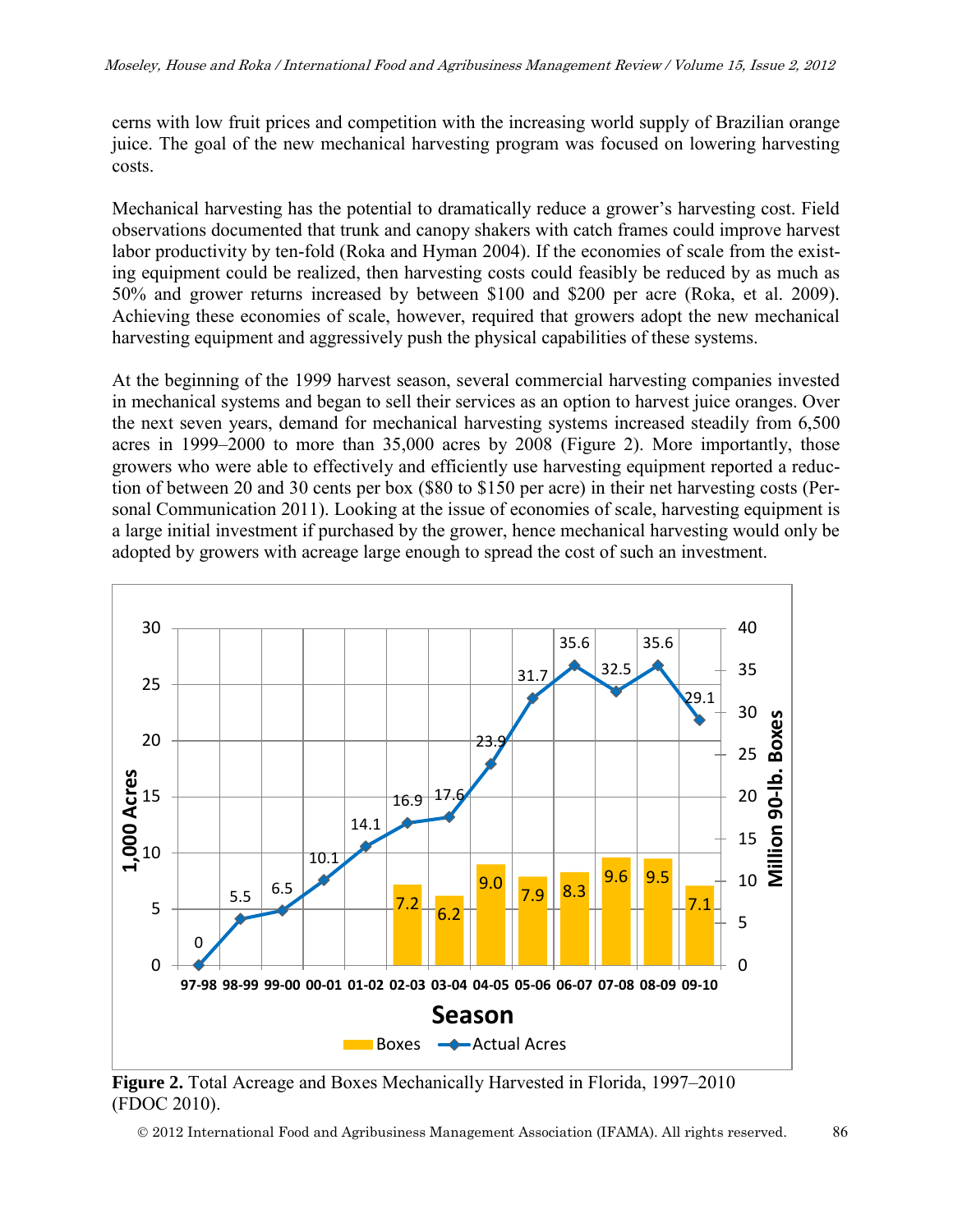cerns with low fruit prices and competition with the increasing world supply of Brazilian orange juice. The goal of the new mechanical harvesting program was focused on lowering harvesting costs.

Mechanical harvesting has the potential to dramatically reduce a grower's harvesting cost. Field observations documented that trunk and canopy shakers with catch frames could improve harvest labor productivity by ten-fold (Roka and Hyman 2004). If the economies of scale from the existing equipment could be realized, then harvesting costs could feasibly be reduced by as much as 50% and grower returns increased by between $100 and $200 per acre (Roka, et al. 2009). Achieving these economies of scale, however, required that growers adopt the new mechanical harvesting equipment and aggressively push the physical capabilities of these systems.

At the beginning of the 1999 harvest season, several commercial harvesting companies invested in mechanical systems and began to sell their services as an option to harvest juice oranges. Over the next seven years, demand for mechanical harvesting systems increased steadily from 6,500 acres in 1999–2000 to more than 35,000 acres by 2008 (Figure 2). More importantly, those growers who were able to effectively and efficiently use harvesting equipment reported a reduction of between 20 and 30 cents per box ($80 to $150 per acre) in their net harvesting costs (Personal Communication 2011). Looking at the issue of economies of scale, harvesting equipment is a large initial investment if purchased by the grower, hence mechanical harvesting would only be adopted by growers with acreage large enough to spread the cost of such an investment.

| Season | Actual Acres (1,000 Acres) | Boxes (Million 90-lb. Boxes) |
|---|---|---|
| 97-98 | 0 | |
| 98-99 | 5.5 | |
| 99-00 | 6.5 | |
| 00-01 | 10.1 | |
| 01-02 | 14.1 | |
| 02-03 | 16.9 | 7.2 |
| 03-04 | 17.6 | 6.2 |
| 04-05 | 23.9 | 9.0 |
| 05-06 | 31.7 | 7.9 |
| 06-07 | 35.6 | 8.3 |
| 07-08 | 32.5 | 9.6 |
| 08-09 | 35.6 | 9.5 |
| 09-10 | 29.1 | 7.1 |

**Figure 2.** Total Acreage and Boxes Mechanically Harvested in Florida, 1997–2010 (FDOC 2010).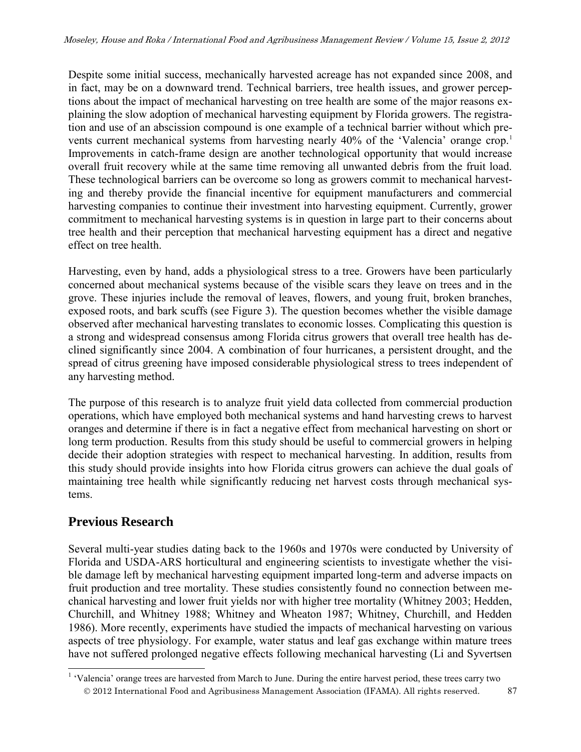Despite some initial success, mechanically harvested acreage has not expanded since 2008, and in fact, may be on a downward trend. Technical barriers, tree health issues, and grower perceptions about the impact of mechanical harvesting on tree health are some of the major reasons explaining the slow adoption of mechanical harvesting equipment by Florida growers. The registration and use of an abscission compound is one example of a technical barrier without which prevents current mechanical systems from harvesting nearly 40% of the 'Valencia' orange crop.[1] Improvements in catch-frame design are another technological opportunity that would increase overall fruit recovery while at the same time removing all unwanted debris from the fruit load. These technological barriers can be overcome so long as growers commit to mechanical harvesting and thereby provide the financial incentive for equipment manufacturers and commercial harvesting companies to continue their investment into harvesting equipment. Currently, grower commitment to mechanical harvesting systems is in question in large part to their concerns about tree health and their perception that mechanical harvesting equipment has a direct and negative effect on tree health.

Harvesting, even by hand, adds a physiological stress to a tree. Growers have been particularly concerned about mechanical systems because of the visible scars they leave on trees and in the grove. These injuries include the removal of leaves, flowers, and young fruit, broken branches, exposed roots, and bark scuffs (see Figure 3). The question becomes whether the visible damage observed after mechanical harvesting translates to economic losses. Complicating this question is a strong and widespread consensus among Florida citrus growers that overall tree health has declined significantly since 2004. A combination of four hurricanes, a persistent drought, and the spread of citrus greening have imposed considerable physiological stress to trees independent of any harvesting method.

The purpose of this research is to analyze fruit yield data collected from commercial production operations, which have employed both mechanical systems and hand harvesting crews to harvest oranges and determine if there is in fact a negative effect from mechanical harvesting on short or long term production. Results from this study should be useful to commercial growers in helping decide their adoption strategies with respect to mechanical harvesting. In addition, results from this study should provide insights into how Florida citrus growers can achieve the dual goals of maintaining tree health while significantly reducing net harvest costs through mechanical systems.

## Previous Research

Several multi-year studies dating back to the 1960s and 1970s were conducted by University of Florida and USDA-ARS horticultural and engineering scientists to investigate whether the visible damage left by mechanical harvesting equipment imparted long-term and adverse impacts on fruit production and tree mortality. These studies consistently found no connection between mechanical harvesting and lower fruit yields nor with higher tree mortality (Whitney 2003; Hedden, Churchill, and Whitney 1988; Whitney and Wheaton 1987; Whitney, Churchill, and Hedden 1986). More recently, experiments have studied the impacts of mechanical harvesting on various aspects of tree physiology. For example, water status and leaf gas exchange within mature trees have not suffered prolonged negative effects following mechanical harvesting (Li and Syvertsen

[1] 'Valencia' orange trees are harvested from March to June. During the entire harvest period, these trees carry two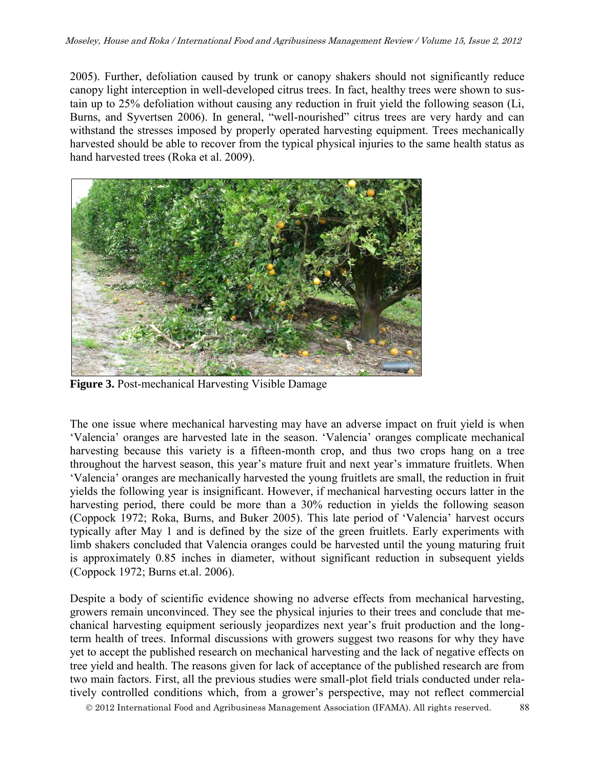2005). Further, defoliation caused by trunk or canopy shakers should not significantly reduce canopy light interception in well-developed citrus trees. In fact, healthy trees were shown to sustain up to 25% defoliation without causing any reduction in fruit yield the following season (Li, Burns, and Syvertsen 2006). In general, "well-nourished" citrus trees are very hardy and can withstand the stresses imposed by properly operated harvesting equipment. Trees mechanically harvested should be able to recover from the typical physical injuries to the same health status as hand harvested trees (Roka et al. 2009).

**Figure 3.** Post-mechanical Harvesting Visible Damage

The one issue where mechanical harvesting may have an adverse impact on fruit yield is when 'Valencia' oranges are harvested late in the season. 'Valencia' oranges complicate mechanical harvesting because this variety is a fifteen-month crop, and thus two crops hang on a tree throughout the harvest season, this year's mature fruit and next year's immature fruitlets. When 'Valencia' oranges are mechanically harvested the young fruitlets are small, the reduction in fruit yields the following year is insignificant. However, if mechanical harvesting occurs latter in the harvesting period, there could be more than a 30% reduction in yields the following season (Coppock 1972; Roka, Burns, and Buker 2005). This late period of 'Valencia' harvest occurs typically after May 1 and is defined by the size of the green fruitlets. Early experiments with limb shakers concluded that Valencia oranges could be harvested until the young maturing fruit is approximately 0.85 inches in diameter, without significant reduction in subsequent yields (Coppock 1972; Burns et.al. 2006).

Despite a body of scientific evidence showing no adverse effects from mechanical harvesting, growers remain unconvinced. They see the physical injuries to their trees and conclude that mechanical harvesting equipment seriously jeopardizes next year's fruit production and the long-term health of trees. Informal discussions with growers suggest two reasons for why they have yet to accept the published research on mechanical harvesting and the lack of negative effects on tree yield and health. The reasons given for lack of acceptance of the published research are from two main factors. First, all the previous studies were small-plot field trials conducted under relatively controlled conditions which, from a grower's perspective, may not reflect commercial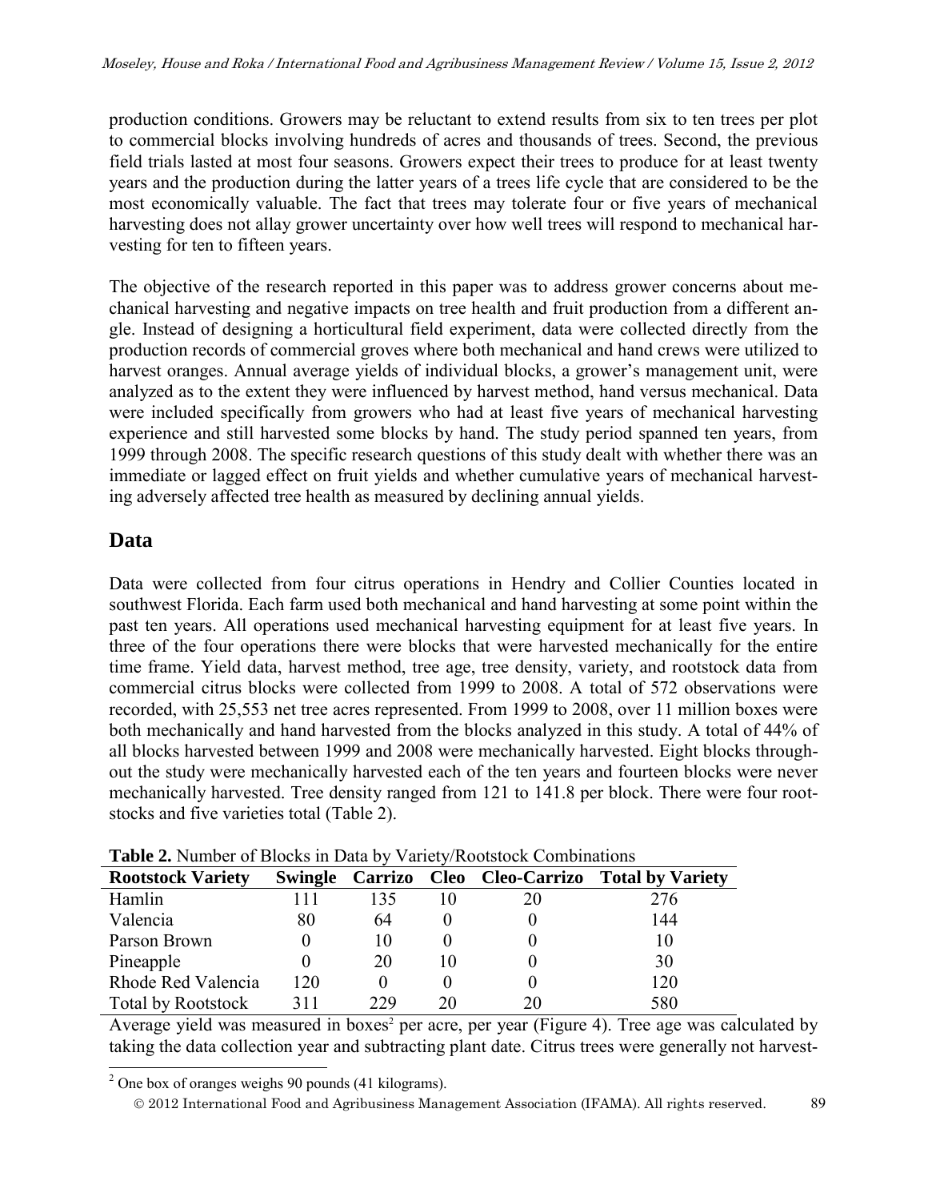production conditions. Growers may be reluctant to extend results from six to ten trees per plot to commercial blocks involving hundreds of acres and thousands of trees. Second, the previous field trials lasted at most four seasons. Growers expect their trees to produce for at least twenty years and the production during the latter years of a trees life cycle that are considered to be the most economically valuable. The fact that trees may tolerate four or five years of mechanical harvesting does not allay grower uncertainty over how well trees will respond to mechanical harvesting for ten to fifteen years.

The objective of the research reported in this paper was to address grower concerns about mechanical harvesting and negative impacts on tree health and fruit production from a different angle. Instead of designing a horticultural field experiment, data were collected directly from the production records of commercial groves where both mechanical and hand crews were utilized to harvest oranges. Annual average yields of individual blocks, a grower's management unit, were analyzed as to the extent they were influenced by harvest method, hand versus mechanical. Data were included specifically from growers who had at least five years of mechanical harvesting experience and still harvested some blocks by hand. The study period spanned ten years, from 1999 through 2008. The specific research questions of this study dealt with whether there was an immediate or lagged effect on fruit yields and whether cumulative years of mechanical harvesting adversely affected tree health as measured by declining annual yields.

## Data

Data were collected from four citrus operations in Hendry and Collier Counties located in southwest Florida. Each farm used both mechanical and hand harvesting at some point within the past ten years. All operations used mechanical harvesting equipment for at least five years. In three of the four operations there were blocks that were harvested mechanically for the entire time frame. Yield data, harvest method, tree age, tree density, variety, and rootstock data from commercial citrus blocks were collected from 1999 to 2008. A total of 572 observations were recorded, with 25,553 net tree acres represented. From 1999 to 2008, over 11 million boxes were both mechanically and hand harvested from the blocks analyzed in this study. A total of 44% of all blocks harvested between 1999 and 2008 were mechanically harvested. Eight blocks throughout the study were mechanically harvested each of the ten years and fourteen blocks were never mechanically harvested. Tree density ranged from 121 to 141.8 per block. There were four rootstocks and five varieties total (Table 2).

**Table 2.** Number of Blocks in Data by Variety/Rootstock Combinations

| Rootstock Variety | Swingle | Carrizo | Cleo | Cleo-Carrizo | Total by Variety |
|---|---|---|---|---|---|
| Hamlin | 111 | 135 | 10 | 20 | 276 |
| Valencia | 80 | 64 | 0 | 0 | 144 |
| Parson Brown | 0 | 10 | 0 | 0 | 10 |
| Pineapple | 0 | 20 | 10 | 0 | 30 |
| Rhode Red Valencia | 120 | 0 | 0 | 0 | 120 |
| Total by Rootstock | 311 | 229 | 20 | 20 | 580 |

Average yield was measured in boxes[2] per acre, per year (Figure 4). Tree age was calculated by taking the data collection year and subtracting plant date. Citrus trees were generally not harvest-

[2] One box of oranges weighs 90 pounds (41 kilograms).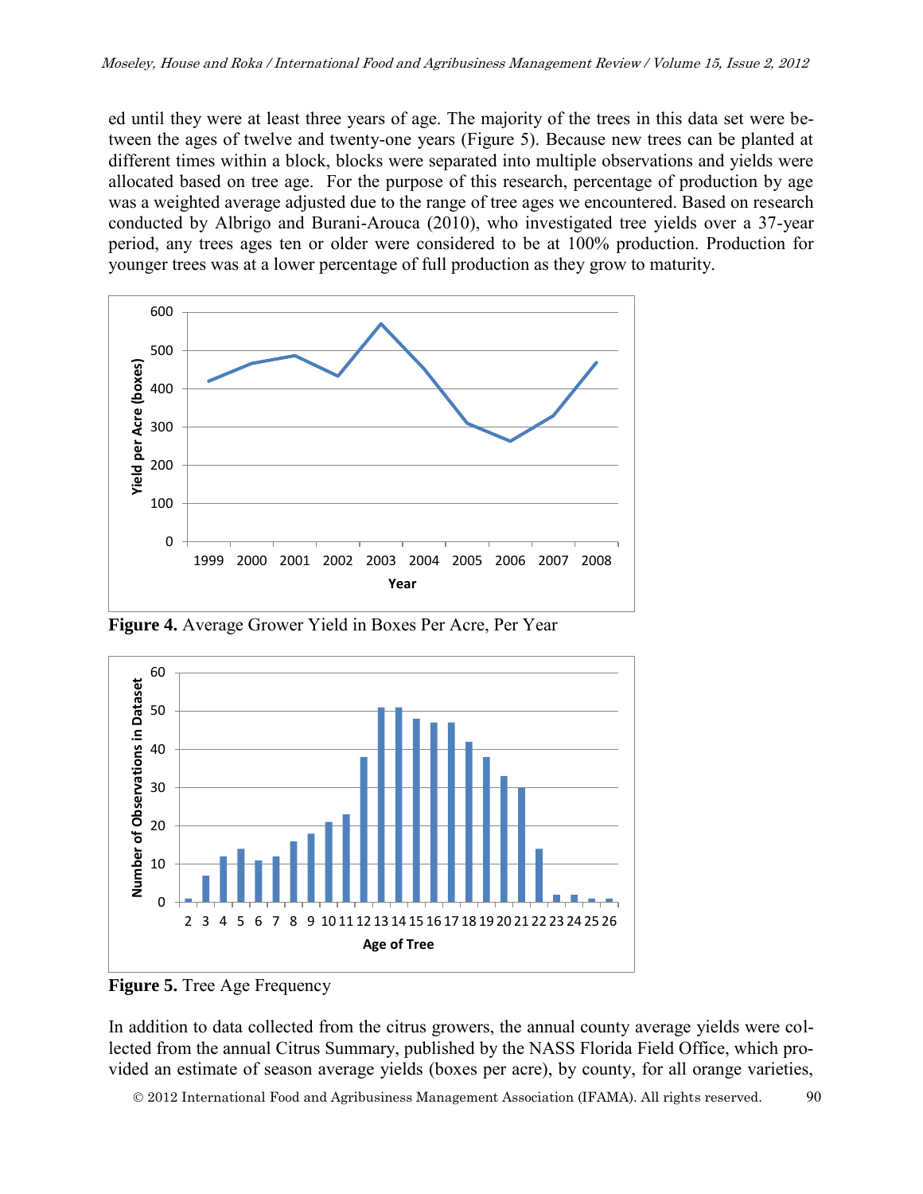ed until they were at least three years of age. The majority of the trees in this data set were between the ages of twelve and twenty-one years (Figure 5). Because new trees can be planted at different times within a block, blocks were separated into multiple observations and yields were allocated based on tree age. For the purpose of this research, percentage of production by age was a weighted average adjusted due to the range of tree ages we encountered. Based on research conducted by Albrigo and Burani-Arouca (2010), who investigated tree yields over a 37-year period, any trees ages ten or older were considered to be at 100% production. Production for younger trees was at a lower percentage of full production as they grow to maturity.

**Figure 4.** Average Grower Yield in Boxes Per Acre, Per Year

**Figure 5.** Tree Age Frequency

In addition to data collected from the citrus growers, the annual county average yields were collected from the annual Citrus Summary, published by the NASS Florida Field Office, which provided an estimate of season average yields (boxes per acre), by county, for all orange varieties,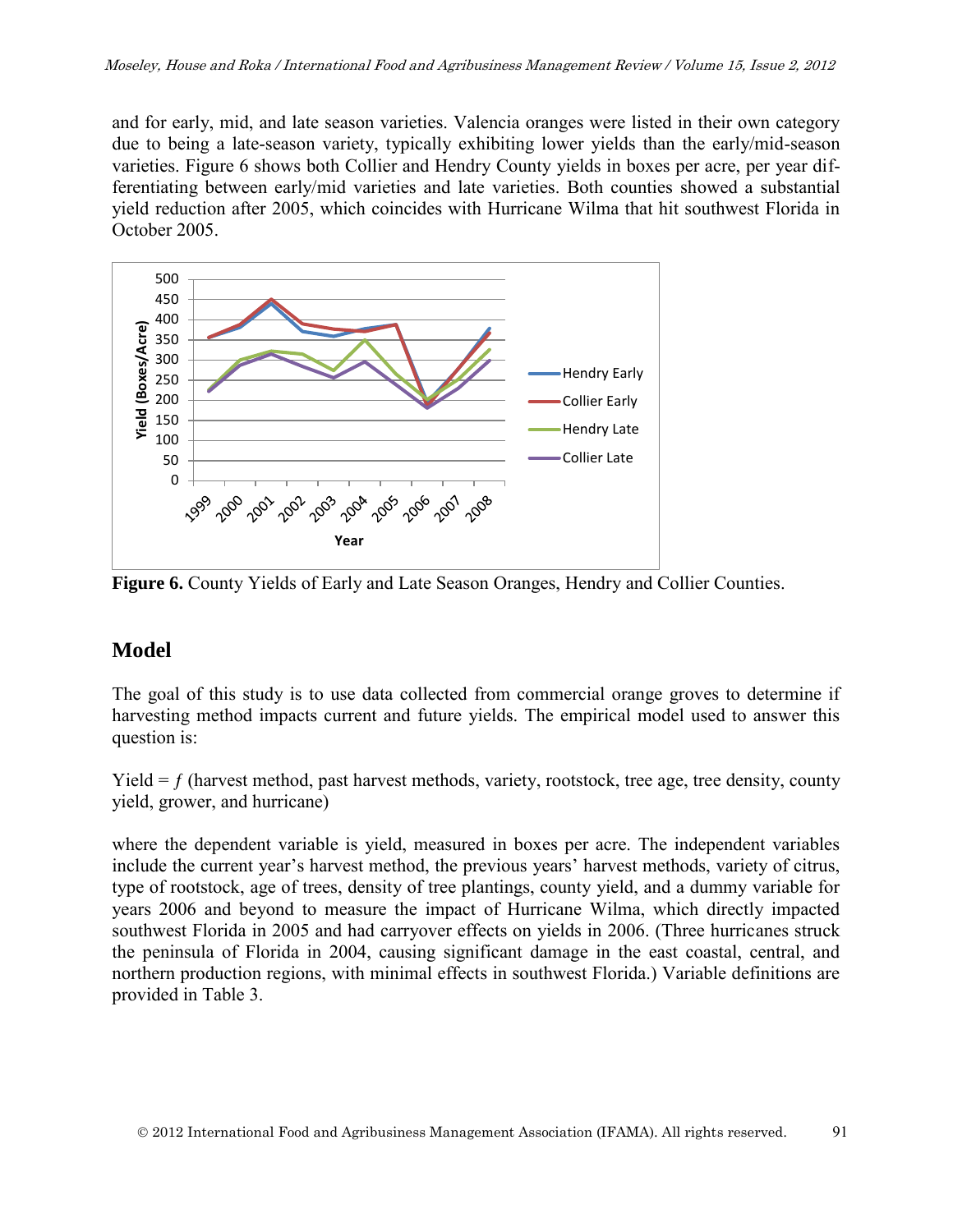and for early, mid, and late season varieties. Valencia oranges were listed in their own category due to being a late-season variety, typically exhibiting lower yields than the early/mid-season varieties. Figure 6 shows both Collier and Hendry County yields in boxes per acre, per year differentiating between early/mid varieties and late varieties. Both counties showed a substantial yield reduction after 2005, which coincides with Hurricane Wilma that hit southwest Florida in October 2005.

**Figure 6.** County Yields of Early and Late Season Oranges, Hendry and Collier Counties.

## Model

The goal of this study is to use data collected from commercial orange groves to determine if harvesting method impacts current and future yields. The empirical model used to answer this question is:

Yield = *f* (harvest method, past harvest methods, variety, rootstock, tree age, tree density, county yield, grower, and hurricane)

where the dependent variable is yield, measured in boxes per acre. The independent variables include the current year's harvest method, the previous years' harvest methods, variety of citrus, type of rootstock, age of trees, density of tree plantings, county yield, and a dummy variable for years 2006 and beyond to measure the impact of Hurricane Wilma, which directly impacted southwest Florida in 2005 and had carryover effects on yields in 2006. (Three hurricanes struck the peninsula of Florida in 2004, causing significant damage in the east coastal, central, and northern production regions, with minimal effects in southwest Florida.) Variable definitions are provided in Table 3.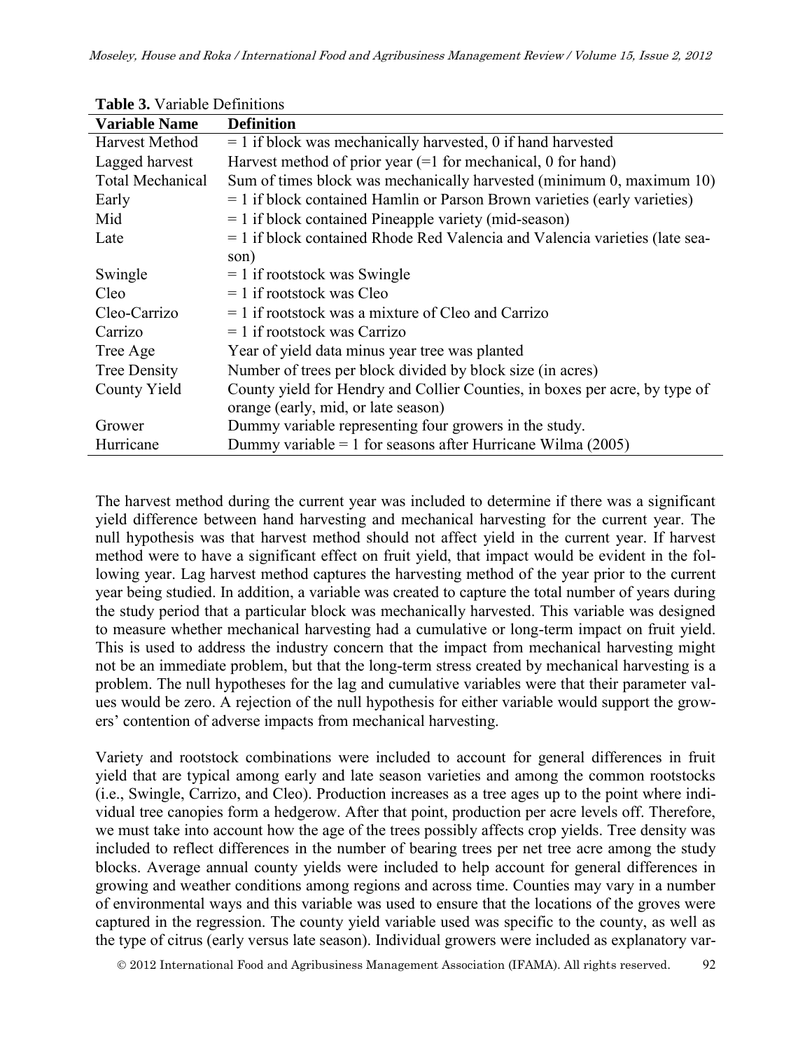**Table 3.** Variable Definitions

| Variable Name | Definition |
|---|---|
| Harvest Method | = 1 if block was mechanically harvested, 0 if hand harvested |
| Lagged harvest | Harvest method of prior year (=1 for mechanical, 0 for hand) |
| Total Mechanical | Sum of times block was mechanically harvested (minimum 0, maximum 10) |
| Early | = 1 if block contained Hamlin or Parson Brown varieties (early varieties) |
| Mid | = 1 if block contained Pineapple variety (mid-season) |
| Late | = 1 if block contained Rhode Red Valencia and Valencia varieties (late season) |
| Swingle | = 1 if rootstock was Swingle |
| Cleo | = 1 if rootstock was Cleo |
| Cleo-Carrizo | = 1 if rootstock was a mixture of Cleo and Carrizo |
| Carrizo | = 1 if rootstock was Carrizo |
| Tree Age | Year of yield data minus year tree was planted |
| Tree Density | Number of trees per block divided by block size (in acres) |
| County Yield | County yield for Hendry and Collier Counties, in boxes per acre, by type of orange (early, mid, or late season) |
| Grower | Dummy variable representing four growers in the study. |
| Hurricane | Dummy variable = 1 for seasons after Hurricane Wilma (2005) |

The harvest method during the current year was included to determine if there was a significant yield difference between hand harvesting and mechanical harvesting for the current year. The null hypothesis was that harvest method should not affect yield in the current year. If harvest method were to have a significant effect on fruit yield, that impact would be evident in the following year. Lag harvest method captures the harvesting method of the year prior to the current year being studied. In addition, a variable was created to capture the total number of years during the study period that a particular block was mechanically harvested. This variable was designed to measure whether mechanical harvesting had a cumulative or long-term impact on fruit yield. This is used to address the industry concern that the impact from mechanical harvesting might not be an immediate problem, but that the long-term stress created by mechanical harvesting is a problem. The null hypotheses for the lag and cumulative variables were that their parameter values would be zero. A rejection of the null hypothesis for either variable would support the growers' contention of adverse impacts from mechanical harvesting.

Variety and rootstock combinations were included to account for general differences in fruit yield that are typical among early and late season varieties and among the common rootstocks (i.e., Swingle, Carrizo, and Cleo). Production increases as a tree ages up to the point where individual tree canopies form a hedgerow. After that point, production per acre levels off. Therefore, we must take into account how the age of the trees possibly affects crop yields. Tree density was included to reflect differences in the number of bearing trees per net tree acre among the study blocks. Average annual county yields were included to help account for general differences in growing and weather conditions among regions and across time. Counties may vary in a number of environmental ways and this variable was used to ensure that the locations of the groves were captured in the regression. The county yield variable used was specific to the county, as well as the type of citrus (early versus late season). Individual growers were included as explanatory var-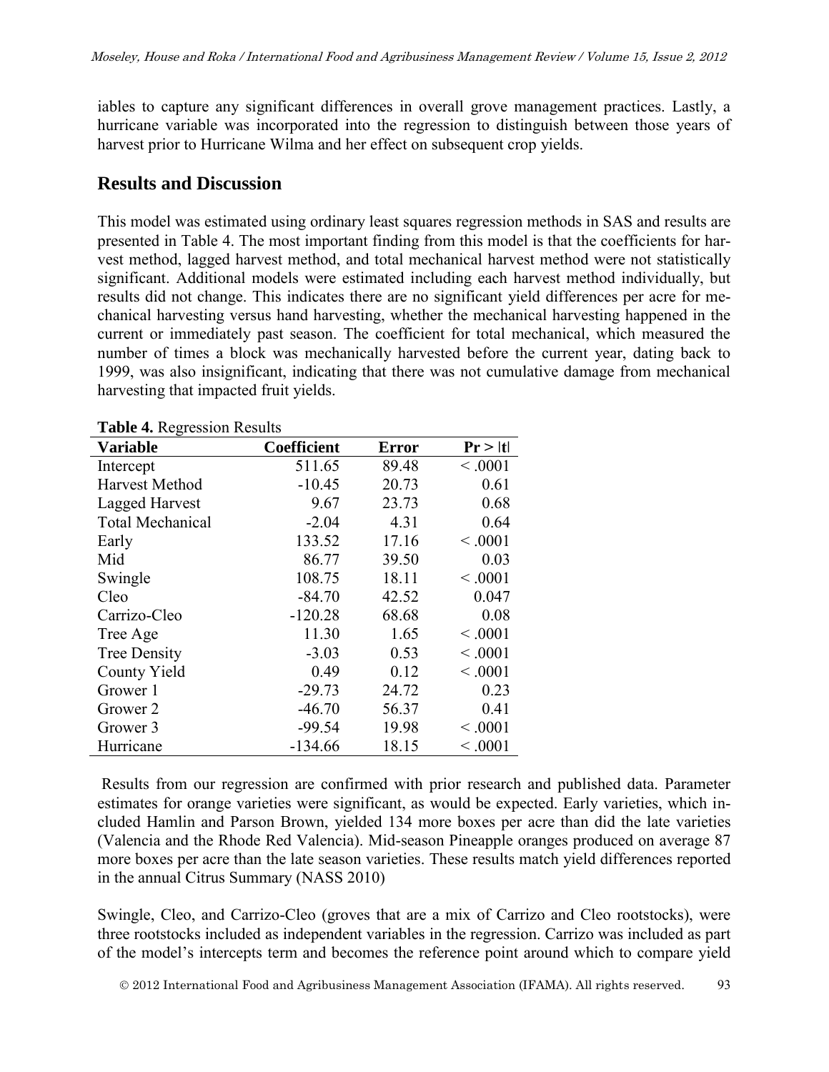iables to capture any significant differences in overall grove management practices. Lastly, a hurricane variable was incorporated into the regression to distinguish between those years of harvest prior to Hurricane Wilma and her effect on subsequent crop yields.

## Results and Discussion

This model was estimated using ordinary least squares regression methods in SAS and results are presented in Table 4. The most important finding from this model is that the coefficients for harvest method, lagged harvest method, and total mechanical harvest method were not statistically significant. Additional models were estimated including each harvest method individually, but results did not change. This indicates there are no significant yield differences per acre for mechanical harvesting versus hand harvesting, whether the mechanical harvesting happened in the current or immediately past season. The coefficient for total mechanical, which measured the number of times a block was mechanically harvested before the current year, dating back to 1999, was also insignificant, indicating that there was not cumulative damage from mechanical harvesting that impacted fruit yields.

**Table 4.** Regression Results

| Variable | Coefficient | Error | Pr > \|t\| |
|---|---|---|---|
| Intercept | 511.65 | 89.48 | < .0001 |
| Harvest Method | -10.45 | 20.73 | 0.61 |
| Lagged Harvest | 9.67 | 23.73 | 0.68 |
| Total Mechanical | -2.04 | 4.31 | 0.64 |
| Early | 133.52 | 17.16 | < .0001 |
| Mid | 86.77 | 39.50 | 0.03 |
| Swingle | 108.75 | 18.11 | < .0001 |
| Cleo | -84.70 | 42.52 | 0.047 |
| Carrizo-Cleo | -120.28 | 68.68 | 0.08 |
| Tree Age | 11.30 | 1.65 | < .0001 |
| Tree Density | -3.03 | 0.53 | < .0001 |
| County Yield | 0.49 | 0.12 | < .0001 |
| Grower 1 | -29.73 | 24.72 | 0.23 |
| Grower 2 | -46.70 | 56.37 | 0.41 |
| Grower 3 | -99.54 | 19.98 | < .0001 |
| Hurricane | -134.66 | 18.15 | < .0001 |

Results from our regression are confirmed with prior research and published data. Parameter estimates for orange varieties were significant, as would be expected. Early varieties, which included Hamlin and Parson Brown, yielded 134 more boxes per acre than did the late varieties (Valencia and the Rhode Red Valencia). Mid-season Pineapple oranges produced on average 87 more boxes per acre than the late season varieties. These results match yield differences reported in the annual Citrus Summary (NASS 2010)

Swingle, Cleo, and Carrizo-Cleo (groves that are a mix of Carrizo and Cleo rootstocks), were three rootstocks included as independent variables in the regression. Carrizo was included as part of the model's intercepts term and becomes the reference point around which to compare yield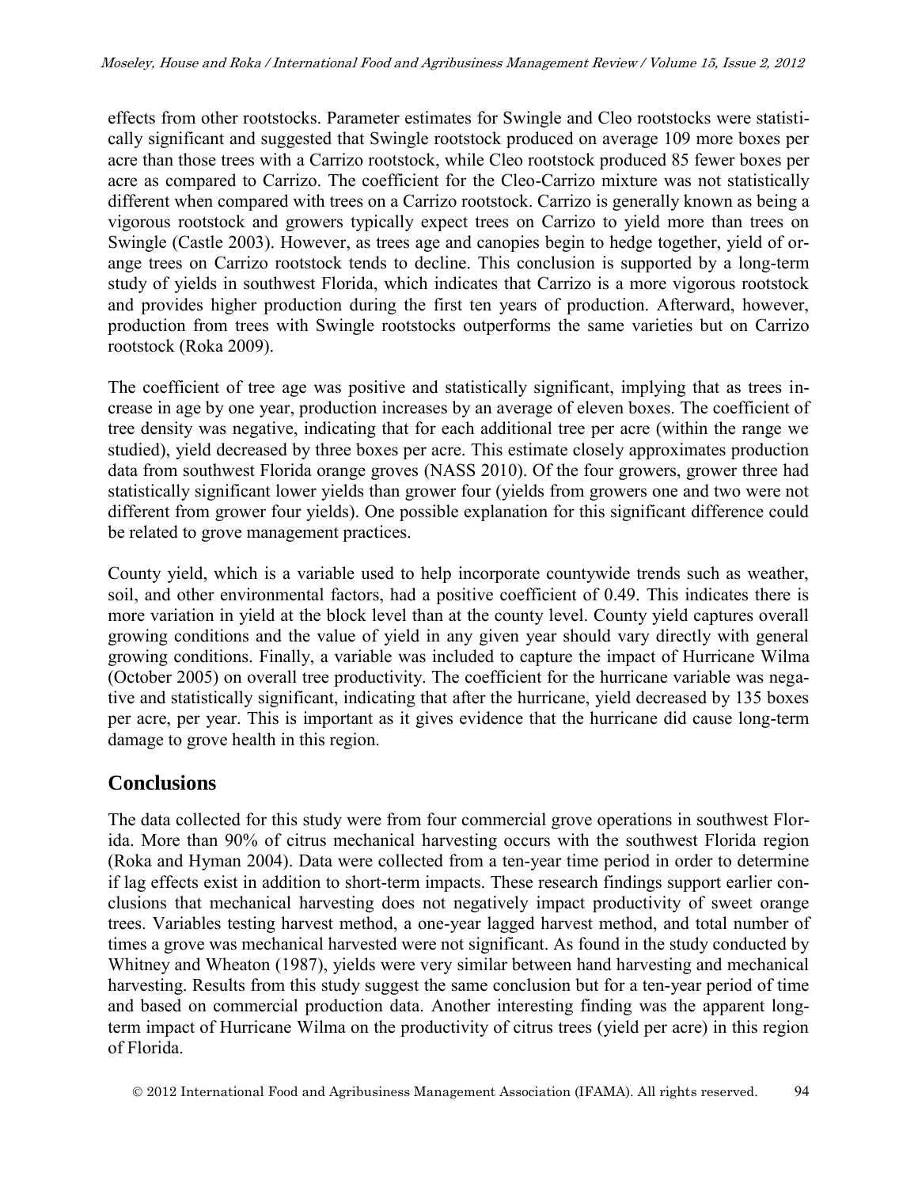effects from other rootstocks. Parameter estimates for Swingle and Cleo rootstocks were statistically significant and suggested that Swingle rootstock produced on average 109 more boxes per acre than those trees with a Carrizo rootstock, while Cleo rootstock produced 85 fewer boxes per acre as compared to Carrizo. The coefficient for the Cleo-Carrizo mixture was not statistically different when compared with trees on a Carrizo rootstock. Carrizo is generally known as being a vigorous rootstock and growers typically expect trees on Carrizo to yield more than trees on Swingle (Castle 2003). However, as trees age and canopies begin to hedge together, yield of orange trees on Carrizo rootstock tends to decline. This conclusion is supported by a long-term study of yields in southwest Florida, which indicates that Carrizo is a more vigorous rootstock and provides higher production during the first ten years of production. Afterward, however, production from trees with Swingle rootstocks outperforms the same varieties but on Carrizo rootstock (Roka 2009).

The coefficient of tree age was positive and statistically significant, implying that as trees increase in age by one year, production increases by an average of eleven boxes. The coefficient of tree density was negative, indicating that for each additional tree per acre (within the range we studied), yield decreased by three boxes per acre. This estimate closely approximates production data from southwest Florida orange groves (NASS 2010). Of the four growers, grower three had statistically significant lower yields than grower four (yields from growers one and two were not different from grower four yields). One possible explanation for this significant difference could be related to grove management practices.

County yield, which is a variable used to help incorporate countywide trends such as weather, soil, and other environmental factors, had a positive coefficient of 0.49. This indicates there is more variation in yield at the block level than at the county level. County yield captures overall growing conditions and the value of yield in any given year should vary directly with general growing conditions. Finally, a variable was included to capture the impact of Hurricane Wilma (October 2005) on overall tree productivity. The coefficient for the hurricane variable was negative and statistically significant, indicating that after the hurricane, yield decreased by 135 boxes per acre, per year. This is important as it gives evidence that the hurricane did cause long-term damage to grove health in this region.

## Conclusions

The data collected for this study were from four commercial grove operations in southwest Florida. More than 90% of citrus mechanical harvesting occurs with the southwest Florida region (Roka and Hyman 2004). Data were collected from a ten-year time period in order to determine if lag effects exist in addition to short-term impacts. These research findings support earlier conclusions that mechanical harvesting does not negatively impact productivity of sweet orange trees. Variables testing harvest method, a one-year lagged harvest method, and total number of times a grove was mechanical harvested were not significant. As found in the study conducted by Whitney and Wheaton (1987), yields were very similar between hand harvesting and mechanical harvesting. Results from this study suggest the same conclusion but for a ten-year period of time and based on commercial production data. Another interesting finding was the apparent long-term impact of Hurricane Wilma on the productivity of citrus trees (yield per acre) in this region of Florida.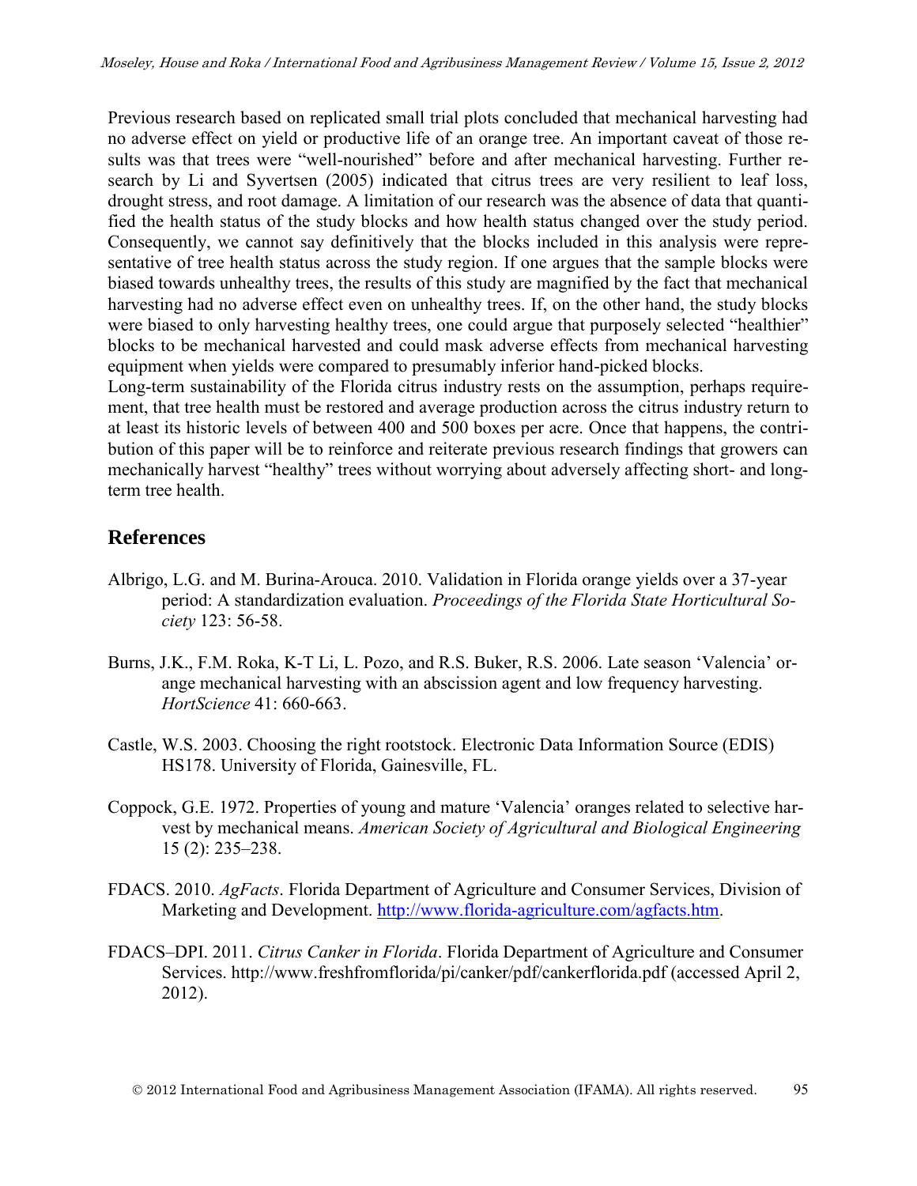Previous research based on replicated small trial plots concluded that mechanical harvesting had no adverse effect on yield or productive life of an orange tree. An important caveat of those results was that trees were "well-nourished" before and after mechanical harvesting. Further research by Li and Syvertsen (2005) indicated that citrus trees are very resilient to leaf loss, drought stress, and root damage. A limitation of our research was the absence of data that quantified the health status of the study blocks and how health status changed over the study period. Consequently, we cannot say definitively that the blocks included in this analysis were representative of tree health status across the study region. If one argues that the sample blocks were biased towards unhealthy trees, the results of this study are magnified by the fact that mechanical harvesting had no adverse effect even on unhealthy trees. If, on the other hand, the study blocks were biased to only harvesting healthy trees, one could argue that purposely selected "healthier" blocks to be mechanical harvested and could mask adverse effects from mechanical harvesting equipment when yields were compared to presumably inferior hand-picked blocks.

Long-term sustainability of the Florida citrus industry rests on the assumption, perhaps requirement, that tree health must be restored and average production across the citrus industry return to at least its historic levels of between 400 and 500 boxes per acre. Once that happens, the contribution of this paper will be to reinforce and reiterate previous research findings that growers can mechanically harvest "healthy" trees without worrying about adversely affecting short- and long-term tree health.

## References

Albrigo, L.G. and M. Burina-Arouca. 2010. Validation in Florida orange yields over a 37-year period: A standardization evaluation. *Proceedings of the Florida State Horticultural Society* 123: 56-58.

Burns, J.K., F.M. Roka, K-T Li, L. Pozo, and R.S. Buker, R.S. 2006. Late season 'Valencia' orange mechanical harvesting with an abscission agent and low frequency harvesting. *HortScience* 41: 660-663.

Castle, W.S. 2003. Choosing the right rootstock. Electronic Data Information Source (EDIS) HS178. University of Florida, Gainesville, FL.

Coppock, G.E. 1972. Properties of young and mature 'Valencia' oranges related to selective harvest by mechanical means. *American Society of Agricultural and Biological Engineering* 15 (2): 235–238.

FDACS. 2010. *AgFacts*. Florida Department of Agriculture and Consumer Services, Division of Marketing and Development. http://www.florida-agriculture.com/agfacts.htm.

FDACS–DPI. 2011. *Citrus Canker in Florida*. Florida Department of Agriculture and Consumer Services. http://www.freshfromflorida/pi/canker/pdf/cankerflorida.pdf (accessed April 2, 2012).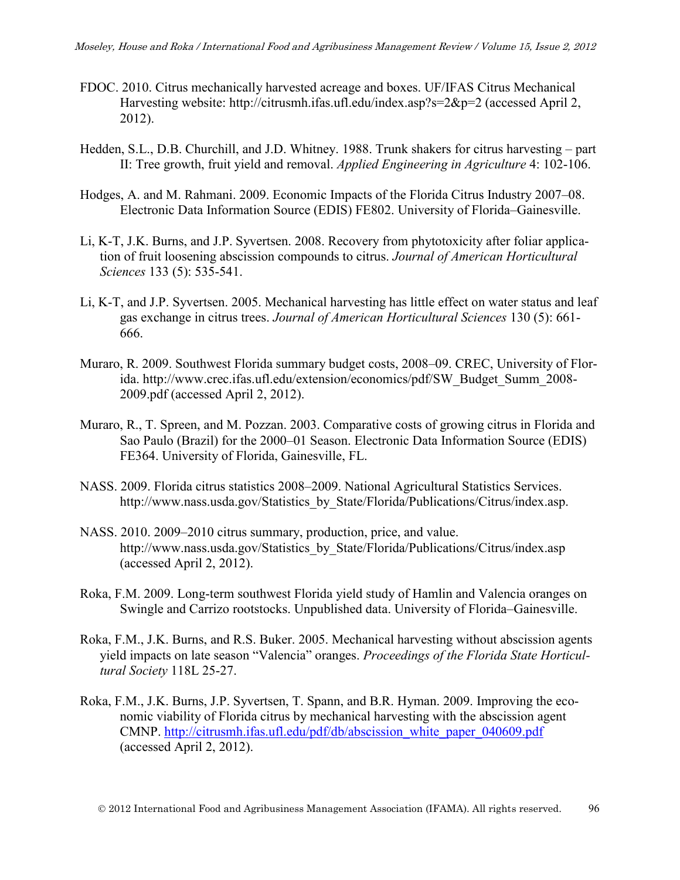FDOC. 2010. Citrus mechanically harvested acreage and boxes. UF/IFAS Citrus Mechanical Harvesting website: http://citrusmh.ifas.ufl.edu/index.asp?s=2&p=2 (accessed April 2, 2012).

Hedden, S.L., D.B. Churchill, and J.D. Whitney. 1988. Trunk shakers for citrus harvesting – part II: Tree growth, fruit yield and removal. *Applied Engineering in Agriculture* 4: 102-106.

Hodges, A. and M. Rahmani. 2009. Economic Impacts of the Florida Citrus Industry 2007–08. Electronic Data Information Source (EDIS) FE802. University of Florida–Gainesville.

Li, K-T, J.K. Burns, and J.P. Syvertsen. 2008. Recovery from phytotoxicity after foliar application of fruit loosening abscission compounds to citrus. *Journal of American Horticultural Sciences* 133 (5): 535-541.

Li, K-T, and J.P. Syvertsen. 2005. Mechanical harvesting has little effect on water status and leaf gas exchange in citrus trees. *Journal of American Horticultural Sciences* 130 (5): 661-666.

Muraro, R. 2009. Southwest Florida summary budget costs, 2008–09. CREC, University of Florida. http://www.crec.ifas.ufl.edu/extension/economics/pdf/SW_Budget_Summ_2008-2009.pdf (accessed April 2, 2012).

Muraro, R., T. Spreen, and M. Pozzan. 2003. Comparative costs of growing citrus in Florida and Sao Paulo (Brazil) for the 2000–01 Season. Electronic Data Information Source (EDIS) FE364. University of Florida, Gainesville, FL.

NASS. 2009. Florida citrus statistics 2008–2009. National Agricultural Statistics Services. http://www.nass.usda.gov/Statistics_by_State/Florida/Publications/Citrus/index.asp.

NASS. 2010. 2009–2010 citrus summary, production, price, and value. http://www.nass.usda.gov/Statistics_by_State/Florida/Publications/Citrus/index.asp (accessed April 2, 2012).

Roka, F.M. 2009. Long-term southwest Florida yield study of Hamlin and Valencia oranges on Swingle and Carrizo rootstocks. Unpublished data. University of Florida–Gainesville.

Roka, F.M., J.K. Burns, and R.S. Buker. 2005. Mechanical harvesting without abscission agents yield impacts on late season "Valencia" oranges. *Proceedings of the Florida State Horticultural Society* 118L 25-27.

Roka, F.M., J.K. Burns, J.P. Syvertsen, T. Spann, and B.R. Hyman. 2009. Improving the economic viability of Florida citrus by mechanical harvesting with the abscission agent CMNP. http://citrusmh.ifas.ufl.edu/pdf/db/abscission_white_paper_040609.pdf (accessed April 2, 2012).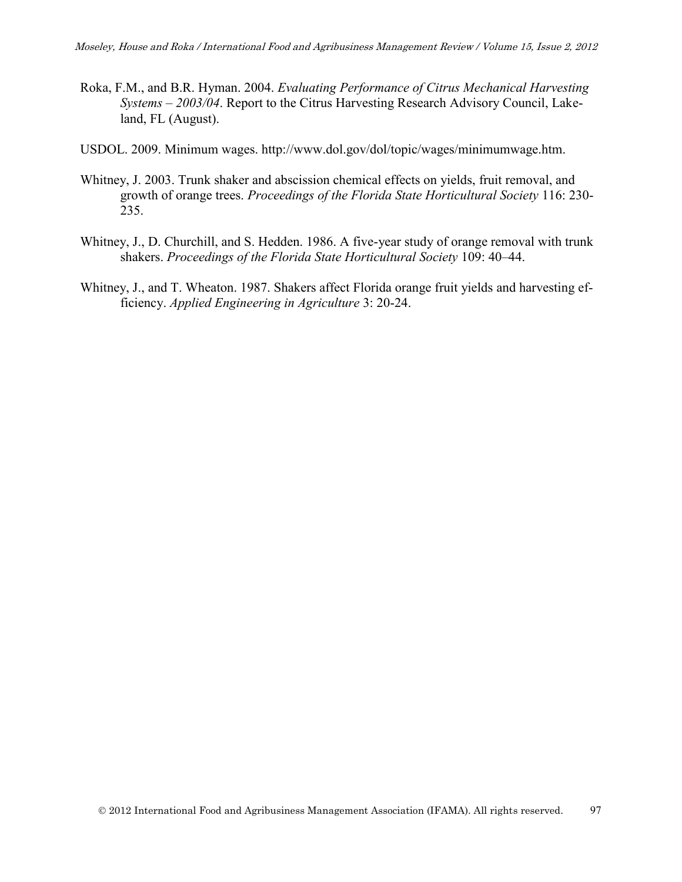Roka, F.M., and B.R. Hyman. 2004. *Evaluating Performance of Citrus Mechanical Harvesting Systems – 2003/04*. Report to the Citrus Harvesting Research Advisory Council, Lakeland, FL (August).

USDOL. 2009. Minimum wages. http://www.dol.gov/dol/topic/wages/minimumwage.htm.

Whitney, J. 2003. Trunk shaker and abscission chemical effects on yields, fruit removal, and growth of orange trees. *Proceedings of the Florida State Horticultural Society* 116: 230-235.

Whitney, J., D. Churchill, and S. Hedden. 1986. A five-year study of orange removal with trunk shakers. *Proceedings of the Florida State Horticultural Society* 109: 40–44.

Whitney, J., and T. Wheaton. 1987. Shakers affect Florida orange fruit yields and harvesting efficiency. *Applied Engineering in Agriculture* 3: 20-24.